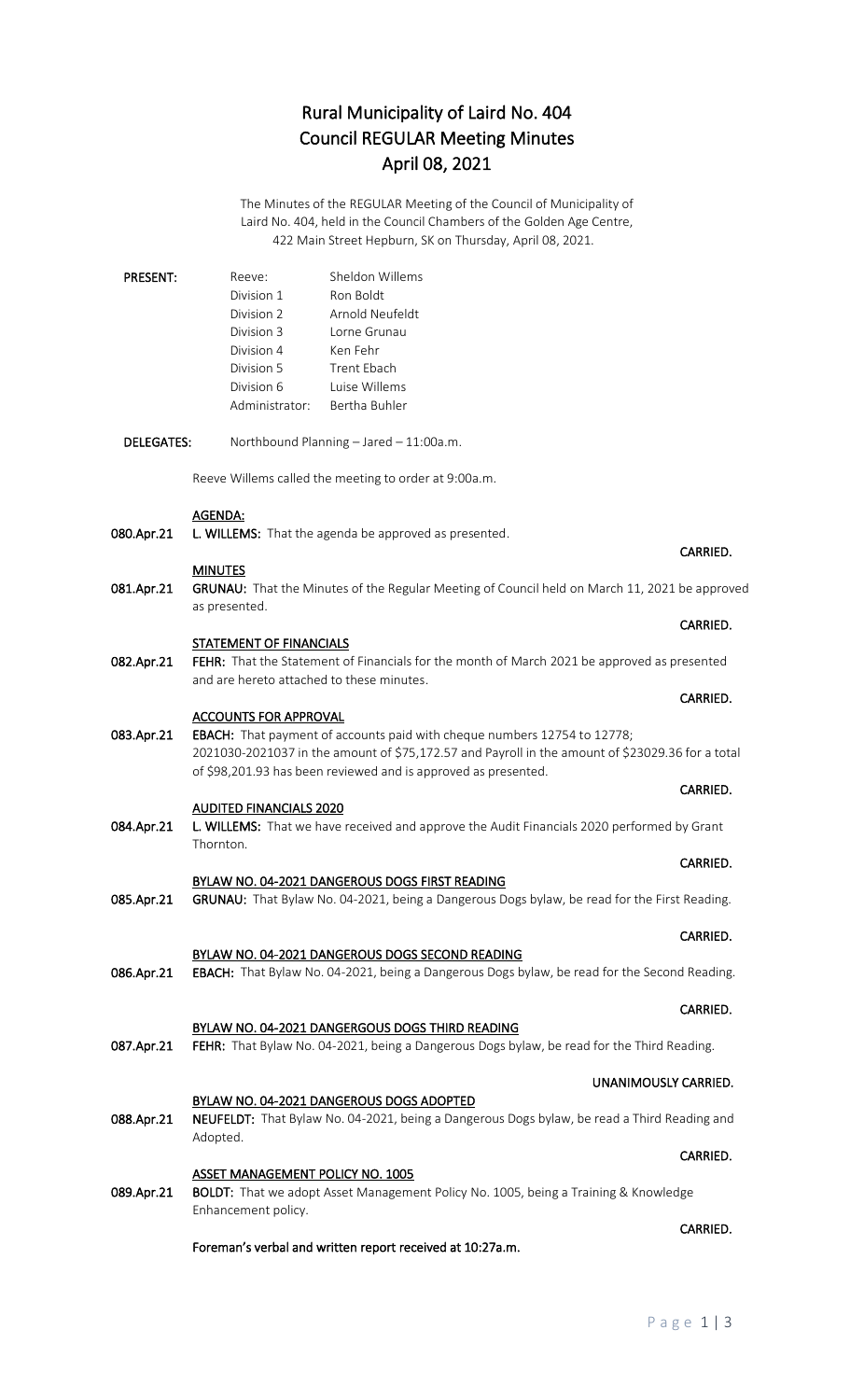# Rural Municipality of Laird No. 404
# Council REGULAR Meeting Minutes
# April 08, 2021

The Minutes of the REGULAR Meeting of the Council of Municipality of Laird No. 404, held in the Council Chambers of the Golden Age Centre, 422 Main Street Hepburn, SK on Thursday, April 08, 2021.

**PRESENT:**

| | |
|---|---|
| Reeve: | Sheldon Willems |
| Division 1 | Ron Boldt |
| Division 2 | Arnold Neufeldt |
| Division 3 | Lorne Grunau |
| Division 4 | Ken Fehr |
| Division 5 | Trent Ebach |
| Division 6 | Luise Willems |
| Administrator: | Bertha Buhler |

**DELEGATES:** Northbound Planning – Jared – 11:00a.m.

Reeve Willems called the meeting to order at 9:00a.m.

**AGENDA:**

080.Apr.21 **L. WILLEMS:** That the agenda be approved as presented.

**CARRIED.**

**MINUTES**

081.Apr.21 **GRUNAU:** That the Minutes of the Regular Meeting of Council held on March 11, 2021 be approved as presented.

**CARRIED.**

**STATEMENT OF FINANCIALS**

082.Apr.21 **FEHR:** That the Statement of Financials for the month of March 2021 be approved as presented and are hereto attached to these minutes.

**CARRIED.**

**ACCOUNTS FOR APPROVAL**

083.Apr.21 **EBACH:** That payment of accounts paid with cheque numbers 12754 to 12778; 2021030-2021037 in the amount of $75,172.57 and Payroll in the amount of $23029.36 for a total of $98,201.93 has been reviewed and is approved as presented.

**CARRIED.**

**AUDITED FINANCIALS 2020**

084.Apr.21 **L. WILLEMS:** That we have received and approve the Audit Financials 2020 performed by Grant Thornton.

**CARRIED.**

**BYLAW NO. 04-2021 DANGEROUS DOGS FIRST READING**

085.Apr.21 **GRUNAU:** That Bylaw No. 04-2021, being a Dangerous Dogs bylaw, be read for the First Reading.

**CARRIED.**

**BYLAW NO. 04-2021 DANGEROUS DOGS SECOND READING**

086.Apr.21 **EBACH:** That Bylaw No. 04-2021, being a Dangerous Dogs bylaw, be read for the Second Reading.

**CARRIED.**

**BYLAW NO. 04-2021 DANGERGOUS DOGS THIRD READING**

087.Apr.21 **FEHR:** That Bylaw No. 04-2021, being a Dangerous Dogs bylaw, be read for the Third Reading.

**UNANIMOUSLY CARRIED.**

**BYLAW NO. 04-2021 DANGEROUS DOGS ADOPTED**

088.Apr.21 **NEUFELDT:** That Bylaw No. 04-2021, being a Dangerous Dogs bylaw, be read a Third Reading and Adopted.

**CARRIED.**

**ASSET MANAGEMENT POLICY NO. 1005**

089.Apr.21 **BOLDT:** That we adopt Asset Management Policy No. 1005, being a Training & Knowledge Enhancement policy.

**CARRIED.**

**Foreman's verbal and written report received at 10:27a.m.**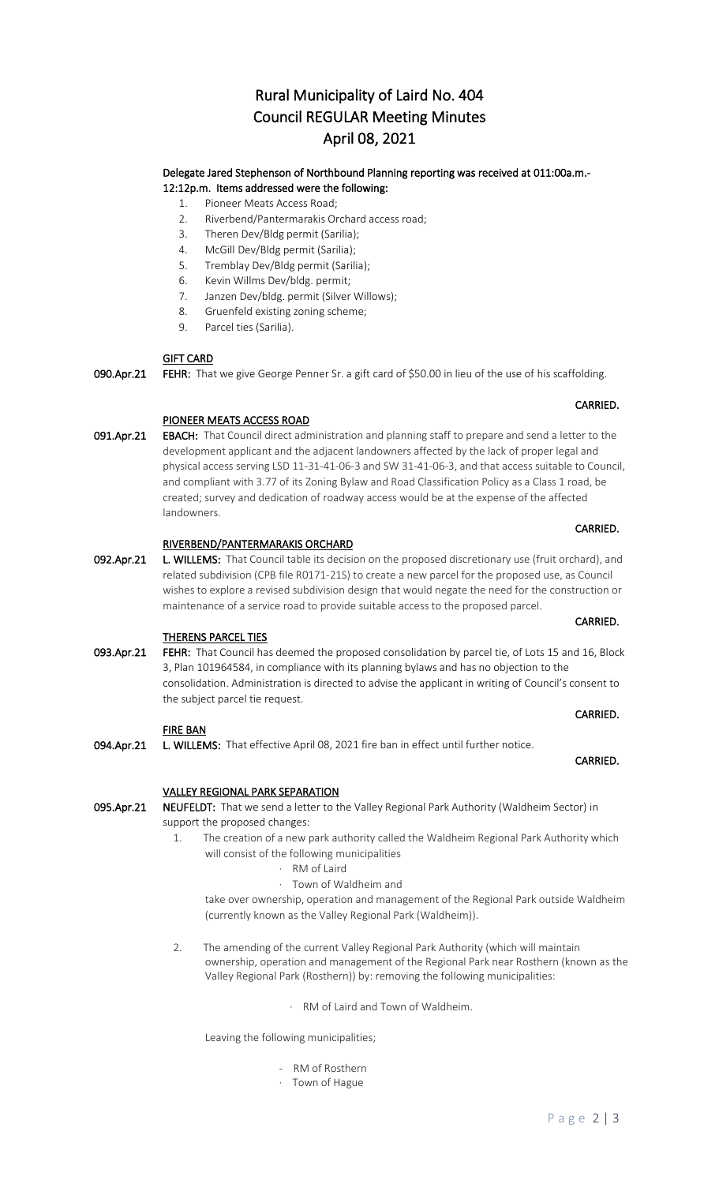# Rural Municipality of Laird No. 404
# Council REGULAR Meeting Minutes
# April 08, 2021

**Delegate Jared Stephenson of Northbound Planning reporting was received at 011:00a.m.- 12:12p.m. Items addressed were the following:**

1. Pioneer Meats Access Road;
2. Riverbend/Pantermarakis Orchard access road;
3. Theren Dev/Bldg permit (Sarilia);
4. McGill Dev/Bldg permit (Sarilia);
5. Tremblay Dev/Bldg permit (Sarilia);
6. Kevin Willms Dev/bldg. permit;
7. Janzen Dev/bldg. permit (Silver Willows);
8. Gruenfeld existing zoning scheme;
9. Parcel ties (Sarilia).

**GIFT CARD**

**090.Apr.21** **FEHR:** That we give George Penner Sr. a gift card of $50.00 in lieu of the use of his scaffolding.

**CARRIED.**

**PIONEER MEATS ACCESS ROAD**

**091.Apr.21** **EBACH:** That Council direct administration and planning staff to prepare and send a letter to the development applicant and the adjacent landowners affected by the lack of proper legal and physical access serving LSD 11-31-41-06-3 and SW 31-41-06-3, and that access suitable to Council, and compliant with 3.77 of its Zoning Bylaw and Road Classification Policy as a Class 1 road, be created; survey and dedication of roadway access would be at the expense of the affected landowners.

**CARRIED.**

**RIVERBEND/PANTERMARAKIS ORCHARD**

**092.Apr.21** **L. WILLEMS:** That Council table its decision on the proposed discretionary use (fruit orchard), and related subdivision (CPB file R0171-21S) to create a new parcel for the proposed use, as Council wishes to explore a revised subdivision design that would negate the need for the construction or maintenance of a service road to provide suitable access to the proposed parcel.

**CARRIED.**

**THERENS PARCEL TIES**

**093.Apr.21** **FEHR:** That Council has deemed the proposed consolidation by parcel tie, of Lots 15 and 16, Block 3, Plan 101964584, in compliance with its planning bylaws and has no objection to the consolidation. Administration is directed to advise the applicant in writing of Council's consent to the subject parcel tie request.

**CARRIED.**

**FIRE BAN**

**094.Apr.21** **L. WILLEMS:** That effective April 08, 2021 fire ban in effect until further notice.

**CARRIED.**

**VALLEY REGIONAL PARK SEPARATION**

**095.Apr.21** **NEUFELDT:** That we send a letter to the Valley Regional Park Authority (Waldheim Sector) in support the proposed changes:

1. The creation of a new park authority called the Waldheim Regional Park Authority which will consist of the following municipalities
   - RM of Laird
   - Town of Waldheim and

   take over ownership, operation and management of the Regional Park outside Waldheim (currently known as the Valley Regional Park (Waldheim)).

2. The amending of the current Valley Regional Park Authority (which will maintain ownership, operation and management of the Regional Park near Rosthern (known as the Valley Regional Park (Rosthern)) by: removing the following municipalities:

   - RM of Laird and Town of Waldheim.

   Leaving the following municipalities;

   - RM of Rosthern
   - Town of Hague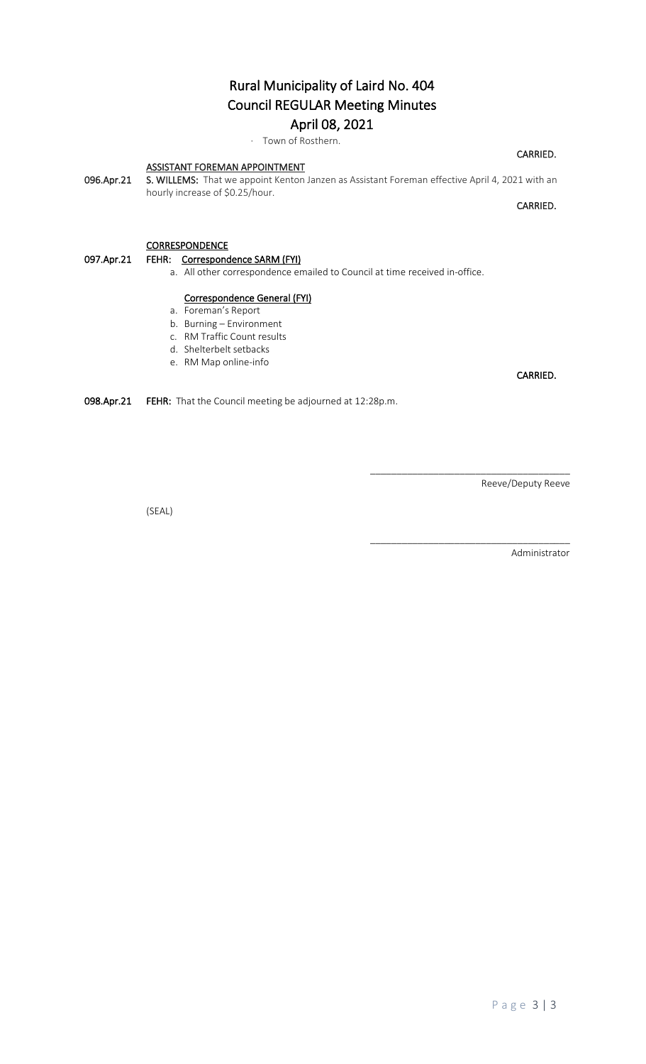# Rural Municipality of Laird No. 404
# Council REGULAR Meeting Minutes
# April 08, 2021

- Town of Rosthern.

**CARRIED.**

**ASSISTANT FOREMAN APPOINTMENT**

**096.Apr.21** **S. WILLEMS:** That we appoint Kenton Janzen as Assistant Foreman effective April 4, 2021 with an hourly increase of $0.25/hour.

**CARRIED.**

**CORRESPONDENCE**

**097.Apr.21** **FEHR:** **Correspondence SARM (FYI)**

a. All other correspondence emailed to Council at time received in-office.

**Correspondence General (FYI)**

a. Foreman's Report
b. Burning – Environment
c. RM Traffic Count results
d. Shelterbelt setbacks
e. RM Map online-info

**CARRIED.**

**098.Apr.21** **FEHR:** That the Council meeting be adjourned at 12:28p.m.

\_\_\_\_\_\_\_\_\_\_\_\_\_\_\_\_\_\_\_\_\_\_\_\_\_\_\_\_\_\_\_\_\_\_\_\_\_\_

Reeve/Deputy Reeve

(SEAL)

\_\_\_\_\_\_\_\_\_\_\_\_\_\_\_\_\_\_\_\_\_\_\_\_\_\_\_\_\_\_\_\_\_\_\_\_\_\_

Administrator